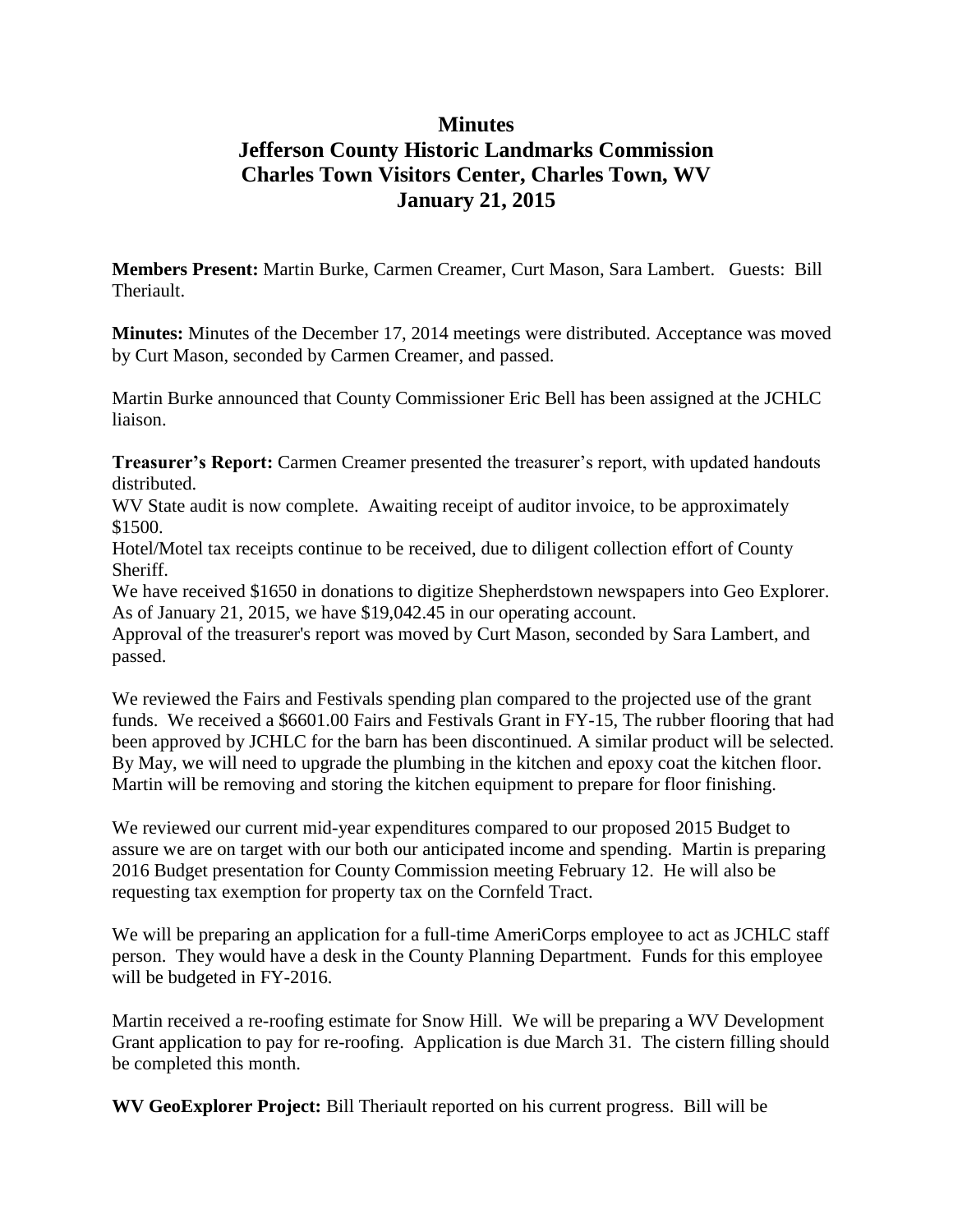# Minutes
# Jefferson County Historic Landmarks Commission
# Charles Town Visitors Center, Charles Town, WV
# January 21, 2015

**Members Present:** Martin Burke, Carmen Creamer, Curt Mason, Sara Lambert. Guests: Bill Theriault.

**Minutes:** Minutes of the December 17, 2014 meetings were distributed. Acceptance was moved by Curt Mason, seconded by Carmen Creamer, and passed.

Martin Burke announced that County Commissioner Eric Bell has been assigned at the JCHLC liaison.

**Treasurer's Report:** Carmen Creamer presented the treasurer's report, with updated handouts distributed.

WV State audit is now complete. Awaiting receipt of auditor invoice, to be approximately $1500.

Hotel/Motel tax receipts continue to be received, due to diligent collection effort of County Sheriff.

We have received $1650 in donations to digitize Shepherdstown newspapers into Geo Explorer.

As of January 21, 2015, we have $19,042.45 in our operating account.

Approval of the treasurer's report was moved by Curt Mason, seconded by Sara Lambert, and passed.

We reviewed the Fairs and Festivals spending plan compared to the projected use of the grant funds. We received a $6601.00 Fairs and Festivals Grant in FY-15, The rubber flooring that had been approved by JCHLC for the barn has been discontinued. A similar product will be selected. By May, we will need to upgrade the plumbing in the kitchen and epoxy coat the kitchen floor. Martin will be removing and storing the kitchen equipment to prepare for floor finishing.

We reviewed our current mid-year expenditures compared to our proposed 2015 Budget to assure we are on target with our both our anticipated income and spending. Martin is preparing 2016 Budget presentation for County Commission meeting February 12. He will also be requesting tax exemption for property tax on the Cornfeld Tract.

We will be preparing an application for a full-time AmeriCorps employee to act as JCHLC staff person. They would have a desk in the County Planning Department. Funds for this employee will be budgeted in FY-2016.

Martin received a re-roofing estimate for Snow Hill. We will be preparing a WV Development Grant application to pay for re-roofing. Application is due March 31. The cistern filling should be completed this month.

**WV GeoExplorer Project:** Bill Theriault reported on his current progress. Bill will be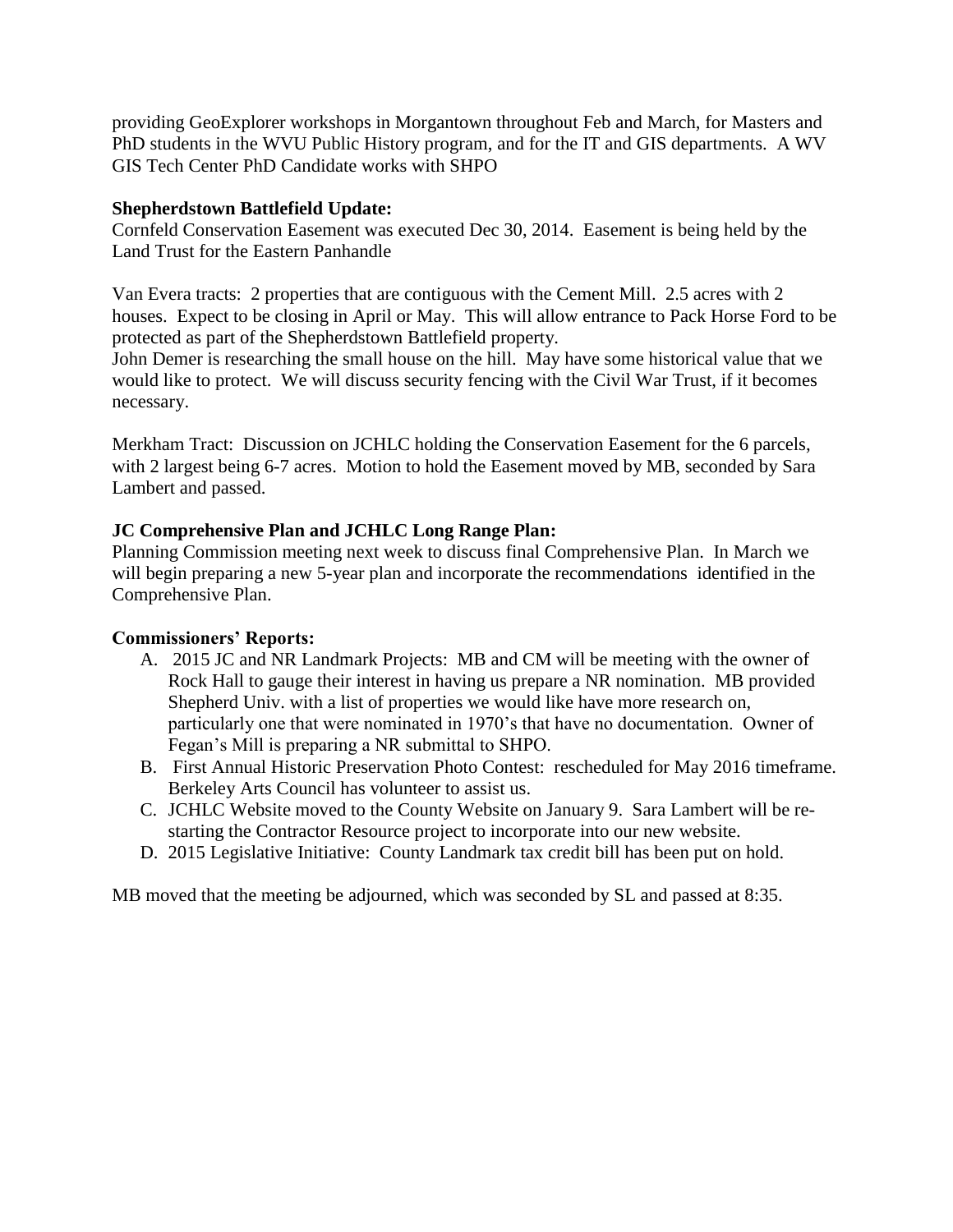providing GeoExplorer workshops in Morgantown throughout Feb and March, for Masters and PhD students in the WVU Public History program, and for the IT and GIS departments. A WV GIS Tech Center PhD Candidate works with SHPO

**Shepherdstown Battlefield Update:**
Cornfeld Conservation Easement was executed Dec 30, 2014. Easement is being held by the Land Trust for the Eastern Panhandle

Van Evera tracts: 2 properties that are contiguous with the Cement Mill. 2.5 acres with 2 houses. Expect to be closing in April or May. This will allow entrance to Pack Horse Ford to be protected as part of the Shepherdstown Battlefield property.
John Demer is researching the small house on the hill. May have some historical value that we would like to protect. We will discuss security fencing with the Civil War Trust, if it becomes necessary.

Merkham Tract: Discussion on JCHLC holding the Conservation Easement for the 6 parcels, with 2 largest being 6-7 acres. Motion to hold the Easement moved by MB, seconded by Sara Lambert and passed.

**JC Comprehensive Plan and JCHLC Long Range Plan:**
Planning Commission meeting next week to discuss final Comprehensive Plan. In March we will begin preparing a new 5-year plan and incorporate the recommendations identified in the Comprehensive Plan.

**Commissioners' Reports:**

A. 2015 JC and NR Landmark Projects: MB and CM will be meeting with the owner of Rock Hall to gauge their interest in having us prepare a NR nomination. MB provided Shepherd Univ. with a list of properties we would like have more research on, particularly one that were nominated in 1970's that have no documentation. Owner of Fegan's Mill is preparing a NR submittal to SHPO.
B. First Annual Historic Preservation Photo Contest: rescheduled for May 2016 timeframe. Berkeley Arts Council has volunteer to assist us.
C. JCHLC Website moved to the County Website on January 9. Sara Lambert will be re-starting the Contractor Resource project to incorporate into our new website.
D. 2015 Legislative Initiative: County Landmark tax credit bill has been put on hold.

MB moved that the meeting be adjourned, which was seconded by SL and passed at 8:35.